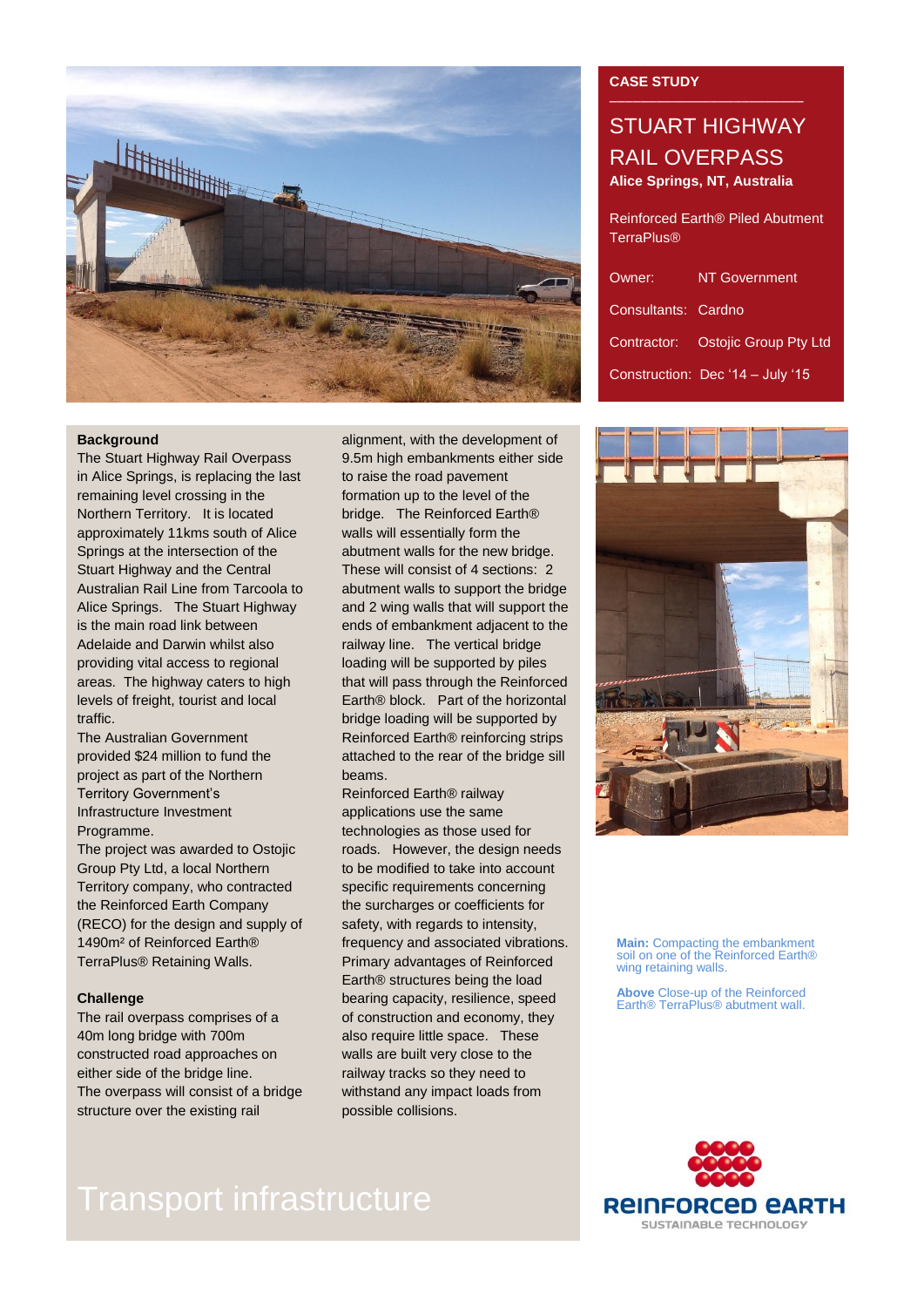**CASE STUDY**

# STUART HIGHWAY RAIL OVERPASS

**Alice Springs, NT, Australia**

Reinforced Earth® Piled Abutment TerraPlus®

| | |
|---|---|
| Owner: | NT Government |
| Consultants: | Cardno |
| Contractor: | Ostojic Group Pty Ltd |
| Construction: | Dec '14 – July '15 |

## Background

The Stuart Highway Rail Overpass in Alice Springs, is replacing the last remaining level crossing in the Northern Territory. It is located approximately 11kms south of Alice Springs at the intersection of the Stuart Highway and the Central Australian Rail Line from Tarcoola to Alice Springs. The Stuart Highway is the main road link between Adelaide and Darwin whilst also providing vital access to regional areas. The highway caters to high levels of freight, tourist and local traffic.

The Australian Government provided $24 million to fund the project as part of the Northern Territory Government's Infrastructure Investment Programme.

The project was awarded to Ostojic Group Pty Ltd, a local Northern Territory company, who contracted the Reinforced Earth Company (RECO) for the design and supply of 1490m² of Reinforced Earth® TerraPlus® Retaining Walls.

## Challenge

The rail overpass comprises of a 40m long bridge with 700m constructed road approaches on either side of the bridge line.

The overpass will consist of a bridge structure over the existing rail alignment, with the development of 9.5m high embankments either side to raise the road pavement formation up to the level of the bridge. The Reinforced Earth® walls will essentially form the abutment walls for the new bridge. These will consist of 4 sections: 2 abutment walls to support the bridge and 2 wing walls that will support the ends of embankment adjacent to the railway line. The vertical bridge loading will be supported by piles that will pass through the Reinforced Earth® block. Part of the horizontal bridge loading will be supported by Reinforced Earth® reinforcing strips attached to the rear of the bridge sill beams.

Reinforced Earth® railway applications use the same technologies as those used for roads. However, the design needs to be modified to take into account specific requirements concerning the surcharges or coefficients for safety, with regards to intensity, frequency and associated vibrations. Primary advantages of Reinforced Earth® structures being the load bearing capacity, resilience, speed of construction and economy, they also require little space. These walls are built very close to the railway tracks so they need to withstand any impact loads from possible collisions.

**Main:** Compacting the embankment soil on one of the Reinforced Earth® wing retaining walls.

**Above** Close-up of the Reinforced Earth® TerraPlus® abutment wall.

Transport infrastructure

REINFORCED EARTH
SUSTAINABLE TECHNOLOGY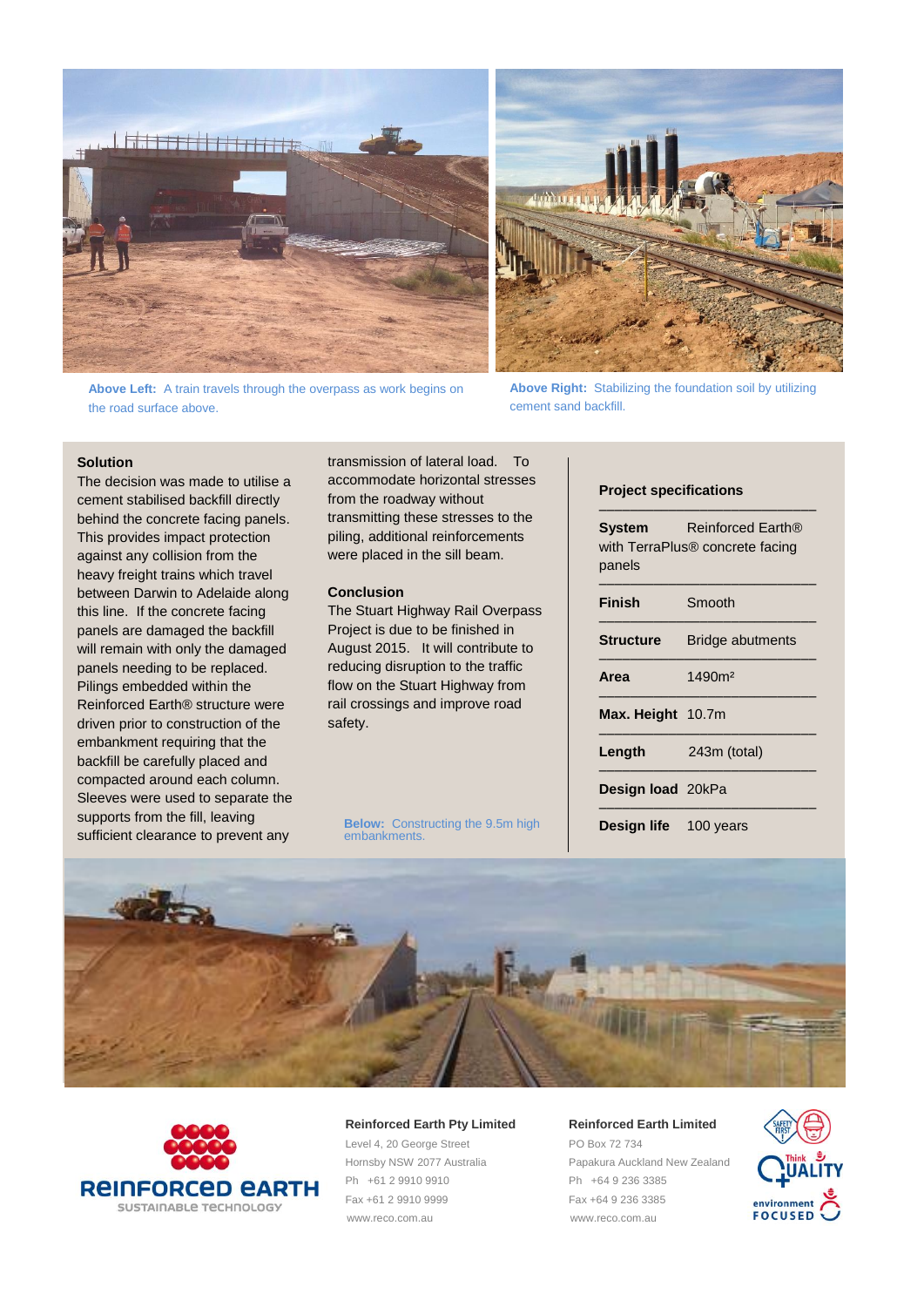**Above Left:** A train travels through the overpass as work begins on the road surface above.

**Above Right:** Stabilizing the foundation soil by utilizing cement sand backfill.

## Solution

The decision was made to utilise a cement stabilised backfill directly behind the concrete facing panels. This provides impact protection against any collision from the heavy freight trains which travel between Darwin to Adelaide along this line. If the concrete facing panels are damaged the backfill will remain with only the damaged panels needing to be replaced. Pilings embedded within the Reinforced Earth® structure were driven prior to construction of the embankment requiring that the backfill be carefully placed and compacted around each column. Sleeves were used to separate the supports from the fill, leaving sufficient clearance to prevent any transmission of lateral load. To accommodate horizontal stresses from the roadway without transmitting these stresses to the piling, additional reinforcements were placed in the sill beam.

## Conclusion

The Stuart Highway Rail Overpass Project is due to be finished in August 2015. It will contribute to reducing disruption to the traffic flow on the Stuart Highway from rail crossings and improve road safety.

**Below:** Constructing the 9.5m high embankments.

## Project specifications

| | |
|---|---|
| **System** | Reinforced Earth® with TerraPlus® concrete facing panels |
| **Finish** | Smooth |
| **Structure** | Bridge abutments |
| **Area** | 1490m² |
| **Max. Height** | 10.7m |
| **Length** | 243m (total) |
| **Design load** | 20kPa |
| **Design life** | 100 years |

REINFORCED EARTH
SUSTAINABLE TECHNOLOGY

**Reinforced Earth Pty Limited**
Level 4, 20 George Street
Hornsby NSW 2077 Australia
Ph +61 2 9910 9910
Fax +61 2 9910 9999
www.reco.com.au

**Reinforced Earth Limited**
PO Box 72 734
Papakura Auckland New Zealand
Ph +64 9 236 3385
Fax +64 9 236 3385
www.reco.com.au

SAFETY FIRST
Think QUALITY
environment FOCUSED